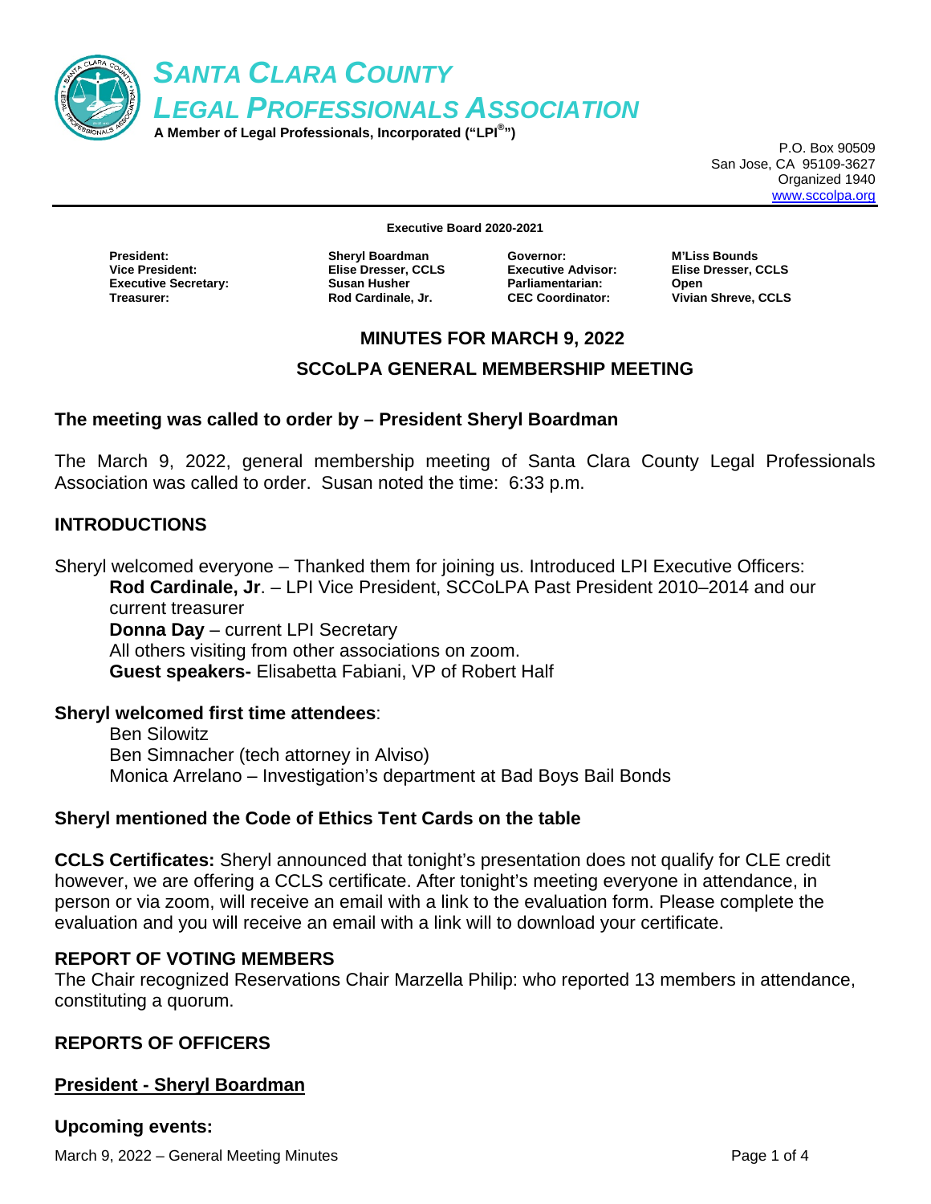# *SANTA CLARA COUNTY LEGAL PROFESSIONALS ASSOCIATION*

**A Member of Legal Professionals, Incorporated ("LPI®")**

P.O. Box 90509
San Jose, CA 95109-3627
Organized 1940
www.sccolpa.org

**Executive Board 2020-2021**

| | | | |
|---|---|---|---|
| **President:** | **Sheryl Boardman** | **Governor:** | **M'Liss Bounds** |
| **Vice President:** | **Elise Dresser, CCLS** | **Executive Advisor:** | **Elise Dresser, CCLS** |
| **Executive Secretary:** | **Susan Husher** | **Parliamentarian:** | **Open** |
| **Treasurer:** | **Rod Cardinale, Jr.** | **CEC Coordinator:** | **Vivian Shreve, CCLS** |

## MINUTES FOR MARCH 9, 2022

## SCCoLPA GENERAL MEMBERSHIP MEETING

### The meeting was called to order by – President Sheryl Boardman

The March 9, 2022, general membership meeting of Santa Clara County Legal Professionals Association was called to order. Susan noted the time: 6:33 p.m.

### INTRODUCTIONS

Sheryl welcomed everyone – Thanked them for joining us. Introduced LPI Executive Officers:

**Rod Cardinale, Jr**. – LPI Vice President, SCCoLPA Past President 2010–2014 and our current treasurer
**Donna Day** – current LPI Secretary
All others visiting from other associations on zoom.
**Guest speakers-** Elisabetta Fabiani, VP of Robert Half

### Sheryl welcomed first time attendees:

Ben Silowitz
Ben Simnacher (tech attorney in Alviso)
Monica Arrelano – Investigation's department at Bad Boys Bail Bonds

### Sheryl mentioned the Code of Ethics Tent Cards on the table

**CCLS Certificates:** Sheryl announced that tonight's presentation does not qualify for CLE credit however, we are offering a CCLS certificate. After tonight's meeting everyone in attendance, in person or via zoom, will receive an email with a link to the evaluation form. Please complete the evaluation and you will receive an email with a link will to download your certificate.

### REPORT OF VOTING MEMBERS

The Chair recognized Reservations Chair Marzella Philip: who reported 13 members in attendance, constituting a quorum.

### REPORTS OF OFFICERS

### <u>President - Sheryl Boardman</u>

### Upcoming events: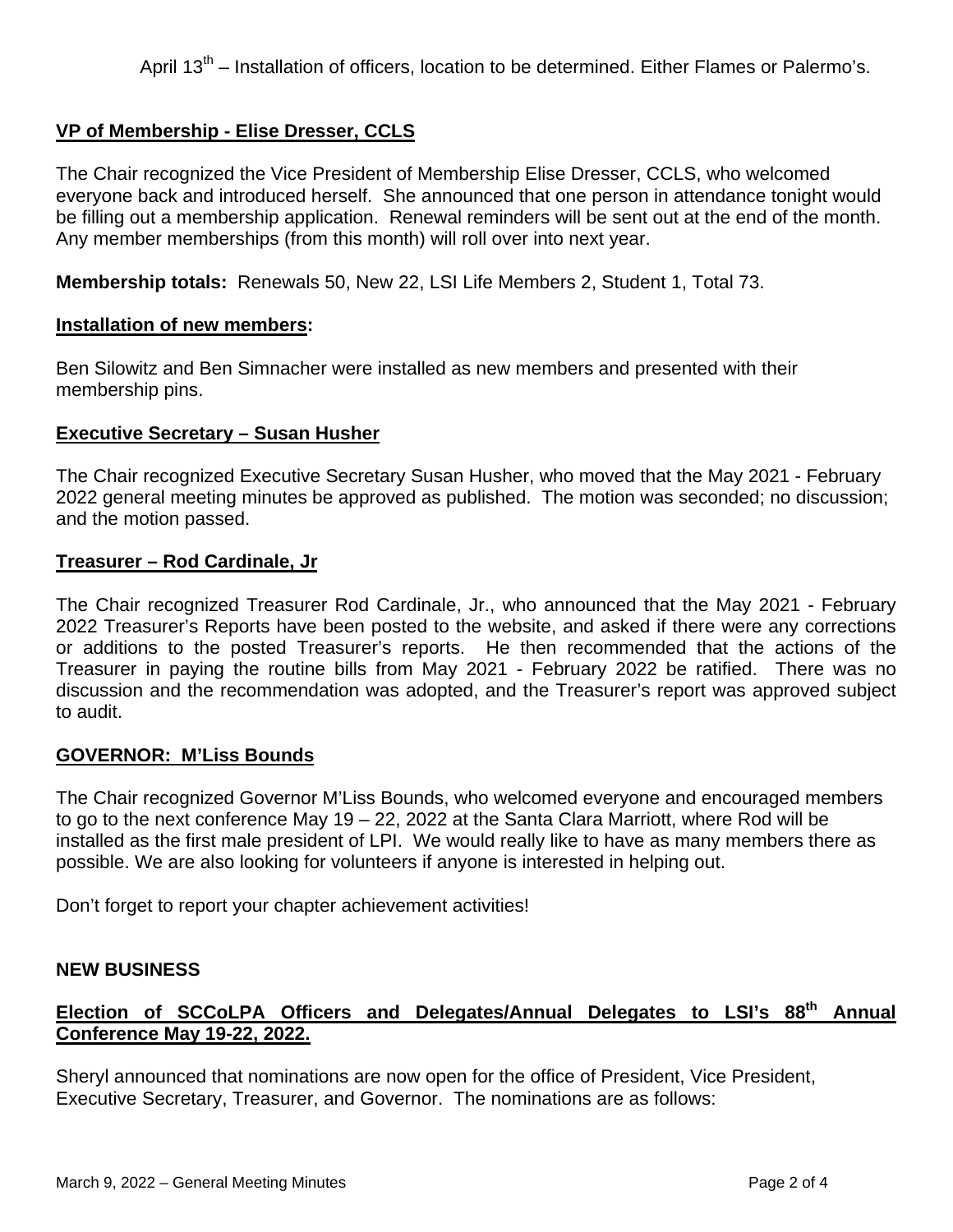April 13th – Installation of officers, location to be determined. Either Flames or Palermo's.

**VP of Membership - Elise Dresser, CCLS**

The Chair recognized the Vice President of Membership Elise Dresser, CCLS, who welcomed everyone back and introduced herself. She announced that one person in attendance tonight would be filling out a membership application. Renewal reminders will be sent out at the end of the month. Any member memberships (from this month) will roll over into next year.

**Membership totals:** Renewals 50, New 22, LSI Life Members 2, Student 1, Total 73.

**Installation of new members:**

Ben Silowitz and Ben Simnacher were installed as new members and presented with their membership pins.

**Executive Secretary – Susan Husher**

The Chair recognized Executive Secretary Susan Husher, who moved that the May 2021 - February 2022 general meeting minutes be approved as published. The motion was seconded; no discussion; and the motion passed.

**Treasurer – Rod Cardinale, Jr**

The Chair recognized Treasurer Rod Cardinale, Jr., who announced that the May 2021 - February 2022 Treasurer's Reports have been posted to the website, and asked if there were any corrections or additions to the posted Treasurer's reports. He then recommended that the actions of the Treasurer in paying the routine bills from May 2021 - February 2022 be ratified. There was no discussion and the recommendation was adopted, and the Treasurer's report was approved subject to audit.

**GOVERNOR: M'Liss Bounds**

The Chair recognized Governor M'Liss Bounds, who welcomed everyone and encouraged members to go to the next conference May 19 – 22, 2022 at the Santa Clara Marriott, where Rod will be installed as the first male president of LPI. We would really like to have as many members there as possible. We are also looking for volunteers if anyone is interested in helping out.

Don't forget to report your chapter achievement activities!

**NEW BUSINESS**

**Election of SCCoLPA Officers and Delegates/Annual Delegates to LSI's 88th Annual Conference May 19-22, 2022.**

Sheryl announced that nominations are now open for the office of President, Vice President, Executive Secretary, Treasurer, and Governor. The nominations are as follows: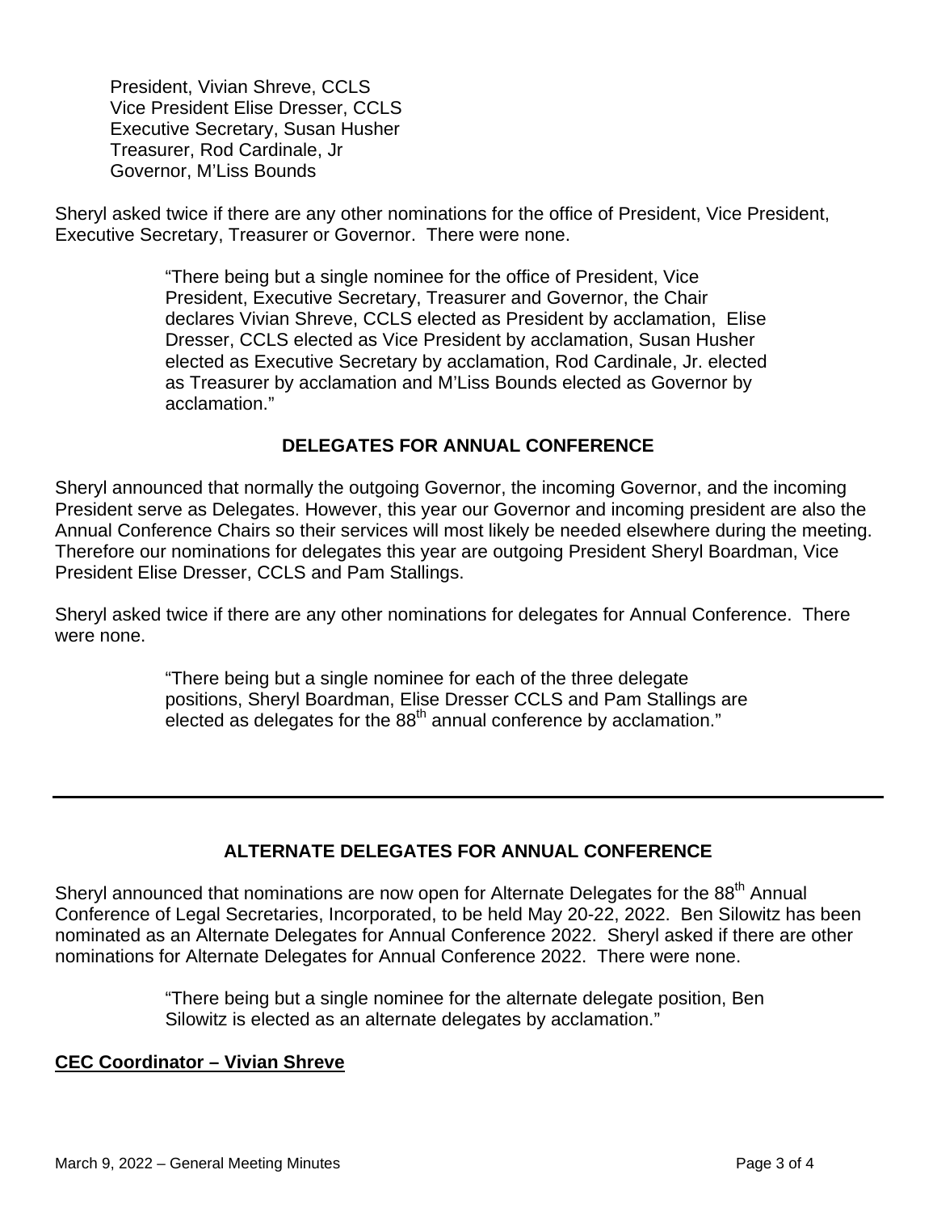President, Vivian Shreve, CCLS
Vice President Elise Dresser, CCLS
Executive Secretary, Susan Husher
Treasurer, Rod Cardinale, Jr
Governor, M'Liss Bounds

Sheryl asked twice if there are any other nominations for the office of President, Vice President, Executive Secretary, Treasurer or Governor. There were none.

> "There being but a single nominee for the office of President, Vice President, Executive Secretary, Treasurer and Governor, the Chair declares Vivian Shreve, CCLS elected as President by acclamation, Elise Dresser, CCLS elected as Vice President by acclamation, Susan Husher elected as Executive Secretary by acclamation, Rod Cardinale, Jr. elected as Treasurer by acclamation and M'Liss Bounds elected as Governor by acclamation."

## DELEGATES FOR ANNUAL CONFERENCE

Sheryl announced that normally the outgoing Governor, the incoming Governor, and the incoming President serve as Delegates. However, this year our Governor and incoming president are also the Annual Conference Chairs so their services will most likely be needed elsewhere during the meeting. Therefore our nominations for delegates this year are outgoing President Sheryl Boardman, Vice President Elise Dresser, CCLS and Pam Stallings.

Sheryl asked twice if there are any other nominations for delegates for Annual Conference. There were none.

> "There being but a single nominee for each of the three delegate positions, Sheryl Boardman, Elise Dresser CCLS and Pam Stallings are elected as delegates for the 88th annual conference by acclamation."

---

## ALTERNATE DELEGATES FOR ANNUAL CONFERENCE

Sheryl announced that nominations are now open for Alternate Delegates for the 88th Annual Conference of Legal Secretaries, Incorporated, to be held May 20-22, 2022. Ben Silowitz has been nominated as an Alternate Delegates for Annual Conference 2022. Sheryl asked if there are other nominations for Alternate Delegates for Annual Conference 2022. There were none.

> "There being but a single nominee for the alternate delegate position, Ben Silowitz is elected as an alternate delegates by acclamation."

**CEC Coordinator – Vivian Shreve**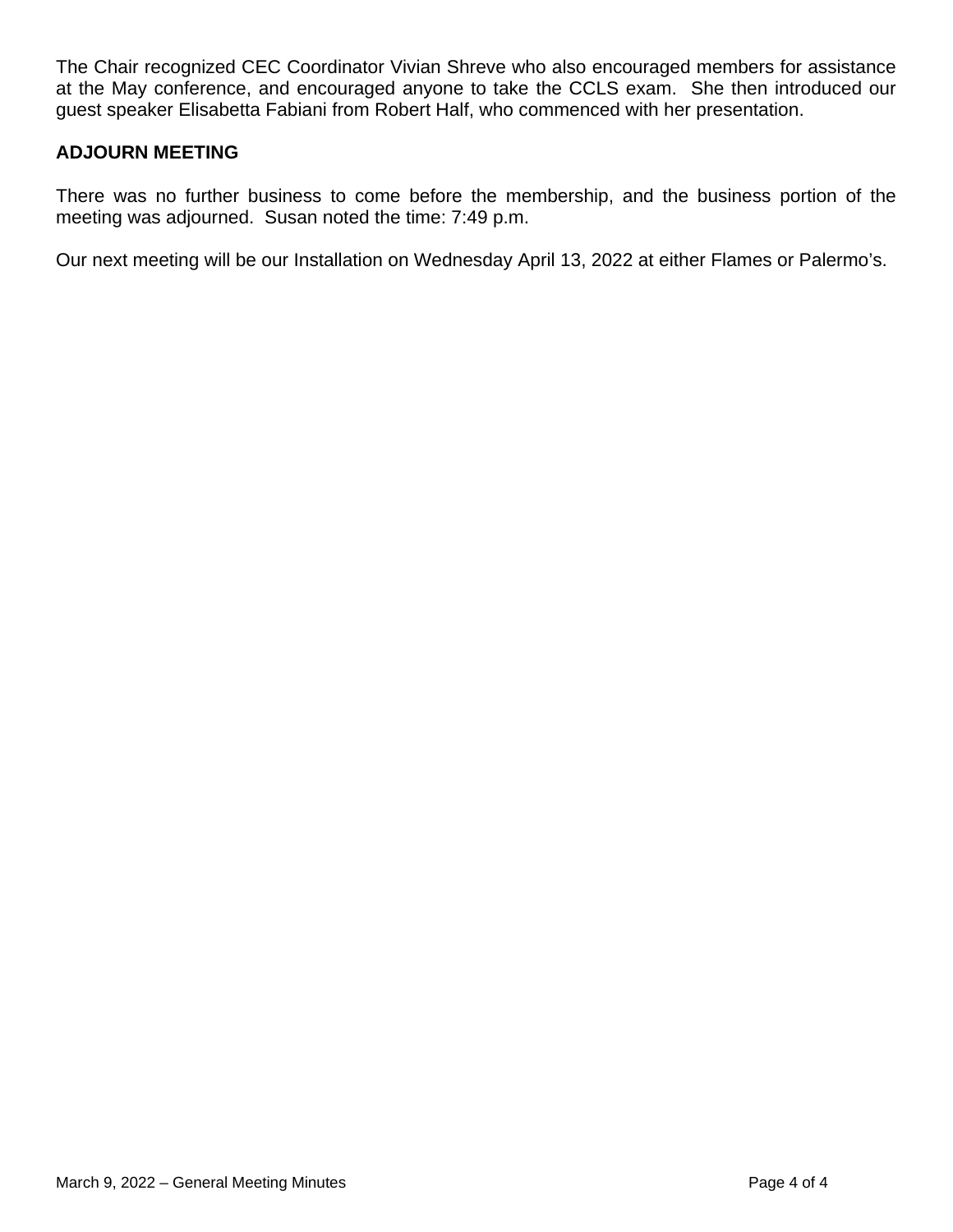The Chair recognized CEC Coordinator Vivian Shreve who also encouraged members for assistance at the May conference, and encouraged anyone to take the CCLS exam. She then introduced our guest speaker Elisabetta Fabiani from Robert Half, who commenced with her presentation.

**ADJOURN MEETING**

There was no further business to come before the membership, and the business portion of the meeting was adjourned. Susan noted the time: 7:49 p.m.

Our next meeting will be our Installation on Wednesday April 13, 2022 at either Flames or Palermo's.